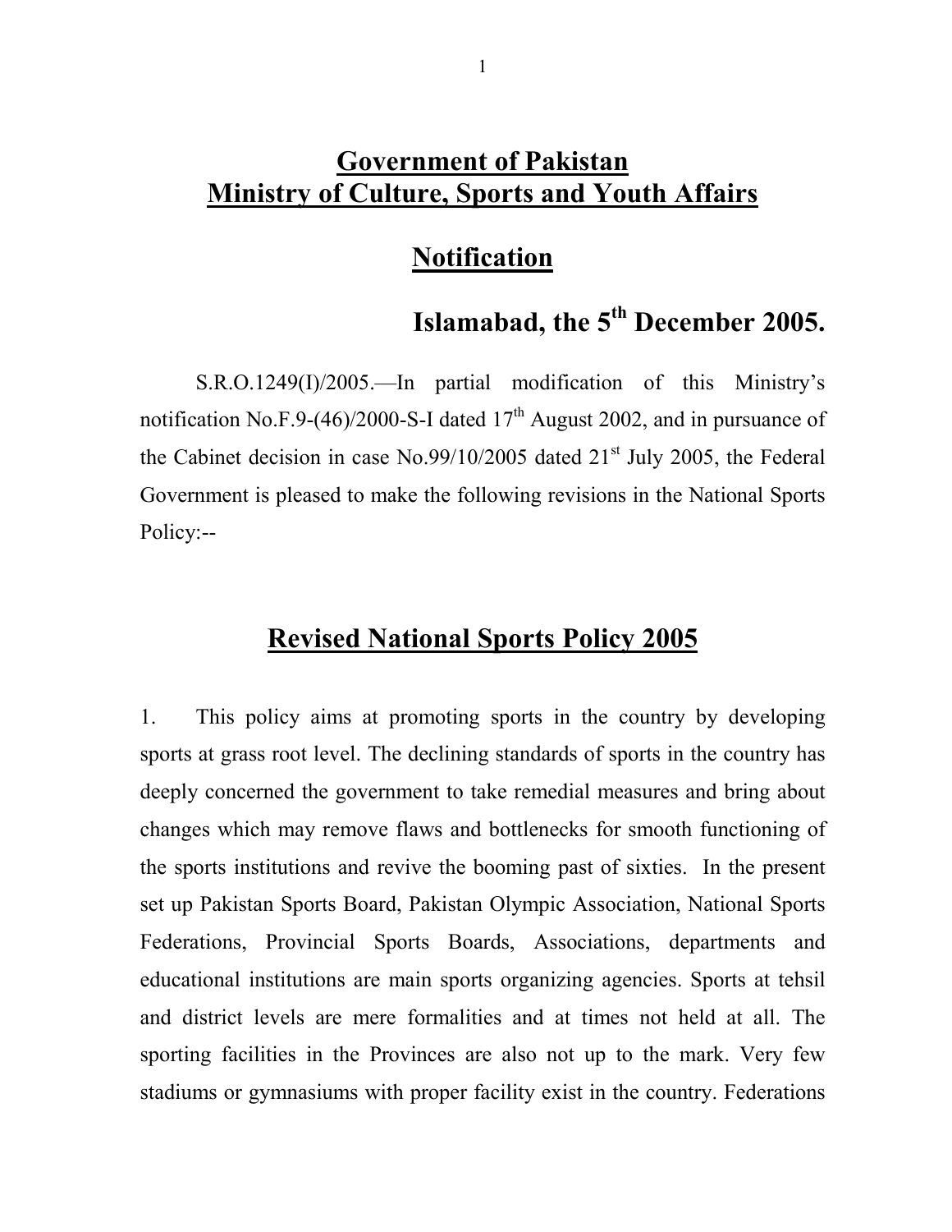# Government of Pakistan
# Ministry of Culture, Sports and Youth Affairs

## Notification

### Islamabad, the 5th December 2005.

S.R.O.1249(I)/2005.—In partial modification of this Ministry's notification No.F.9-(46)/2000-S-I dated 17th August 2002, and in pursuance of the Cabinet decision in case No.99/10/2005 dated 21st July 2005, the Federal Government is pleased to make the following revisions in the National Sports Policy:--

## Revised National Sports Policy 2005

1. This policy aims at promoting sports in the country by developing sports at grass root level. The declining standards of sports in the country has deeply concerned the government to take remedial measures and bring about changes which may remove flaws and bottlenecks for smooth functioning of the sports institutions and revive the booming past of sixties. In the present set up Pakistan Sports Board, Pakistan Olympic Association, National Sports Federations, Provincial Sports Boards, Associations, departments and educational institutions are main sports organizing agencies. Sports at tehsil and district levels are mere formalities and at times not held at all. The sporting facilities in the Provinces are also not up to the mark. Very few stadiums or gymnasiums with proper facility exist in the country. Federations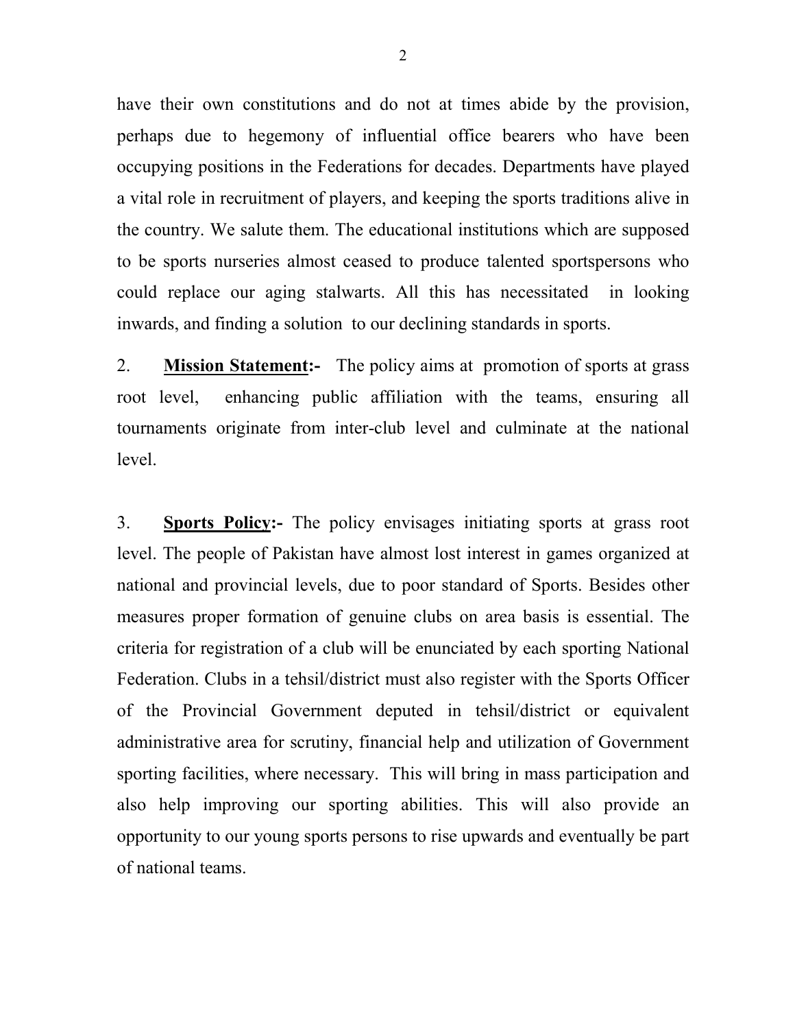have their own constitutions and do not at times abide by the provision, perhaps due to hegemony of influential office bearers who have been occupying positions in the Federations for decades. Departments have played a vital role in recruitment of players, and keeping the sports traditions alive in the country. We salute them. The educational institutions which are supposed to be sports nurseries almost ceased to produce talented sportspersons who could replace our aging stalwarts. All this has necessitated in looking inwards, and finding a solution to our declining standards in sports.

2. **Mission Statement:-** The policy aims at promotion of sports at grass root level, enhancing public affiliation with the teams, ensuring all tournaments originate from inter-club level and culminate at the national level.

3. **Sports Policy:-** The policy envisages initiating sports at grass root level. The people of Pakistan have almost lost interest in games organized at national and provincial levels, due to poor standard of Sports. Besides other measures proper formation of genuine clubs on area basis is essential. The criteria for registration of a club will be enunciated by each sporting National Federation. Clubs in a tehsil/district must also register with the Sports Officer of the Provincial Government deputed in tehsil/district or equivalent administrative area for scrutiny, financial help and utilization of Government sporting facilities, where necessary. This will bring in mass participation and also help improving our sporting abilities. This will also provide an opportunity to our young sports persons to rise upwards and eventually be part of national teams.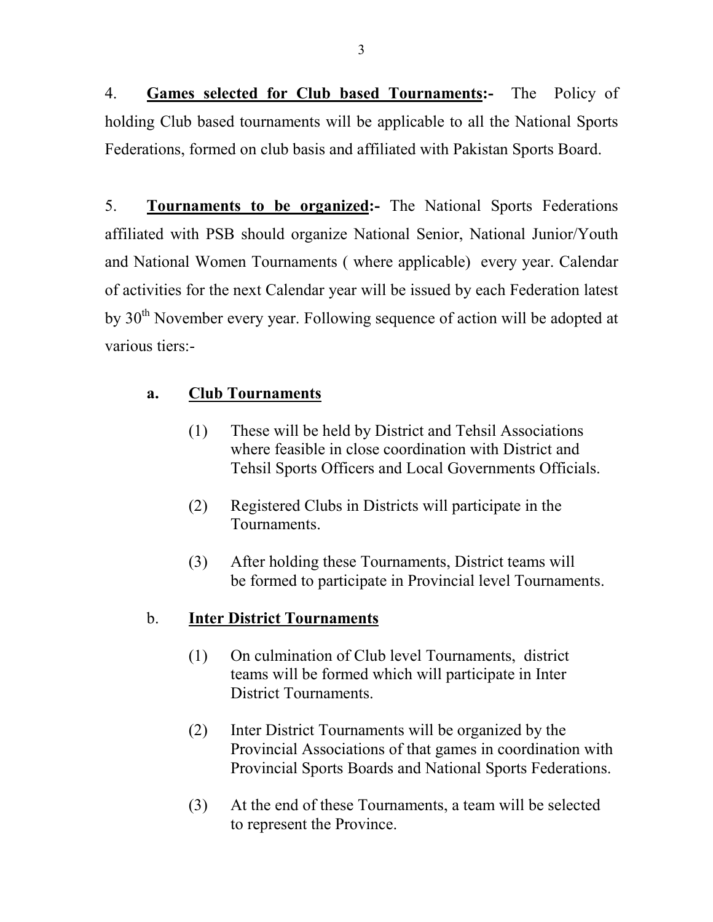4. **<u>Games selected for Club based Tournaments</u>:-** The Policy of holding Club based tournaments will be applicable to all the National Sports Federations, formed on club basis and affiliated with Pakistan Sports Board.

5. **<u>Tournaments to be organized</u>:-** The National Sports Federations affiliated with PSB should organize National Senior, National Junior/Youth and National Women Tournaments ( where applicable) every year. Calendar of activities for the next Calendar year will be issued by each Federation latest by 30th November every year. Following sequence of action will be adopted at various tiers:-

**a. <u>Club Tournaments</u>**

(1) These will be held by District and Tehsil Associations where feasible in close coordination with District and Tehsil Sports Officers and Local Governments Officials.

(2) Registered Clubs in Districts will participate in the Tournaments.

(3) After holding these Tournaments, District teams will be formed to participate in Provincial level Tournaments.

b. **<u>Inter District Tournaments</u>**

(1) On culmination of Club level Tournaments, district teams will be formed which will participate in Inter District Tournaments.

(2) Inter District Tournaments will be organized by the Provincial Associations of that games in coordination with Provincial Sports Boards and National Sports Federations.

(3) At the end of these Tournaments, a team will be selected to represent the Province.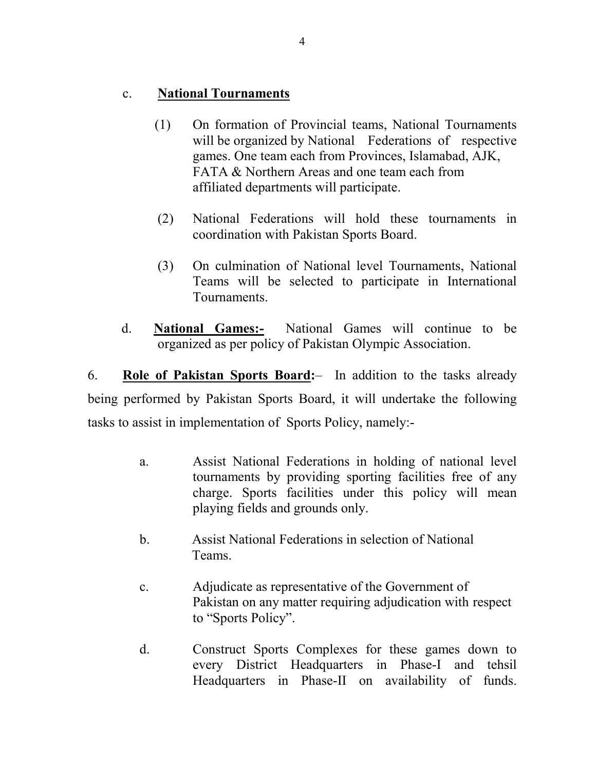c. **National Tournaments**

(1) On formation of Provincial teams, National Tournaments will be organized by National Federations of respective games. One team each from Provinces, Islamabad, AJK, FATA & Northern Areas and one team each from affiliated departments will participate.

(2) National Federations will hold these tournaments in coordination with Pakistan Sports Board.

(3) On culmination of National level Tournaments, National Teams will be selected to participate in International Tournaments.

d. **National Games:-** National Games will continue to be organized as per policy of Pakistan Olympic Association.

6. **Role of Pakistan Sports Board:**– In addition to the tasks already being performed by Pakistan Sports Board, it will undertake the following tasks to assist in implementation of Sports Policy, namely:-

a. Assist National Federations in holding of national level tournaments by providing sporting facilities free of any charge. Sports facilities under this policy will mean playing fields and grounds only.

b. Assist National Federations in selection of National Teams.

c. Adjudicate as representative of the Government of Pakistan on any matter requiring adjudication with respect to "Sports Policy".

d. Construct Sports Complexes for these games down to every District Headquarters in Phase-I and tehsil Headquarters in Phase-II on availability of funds.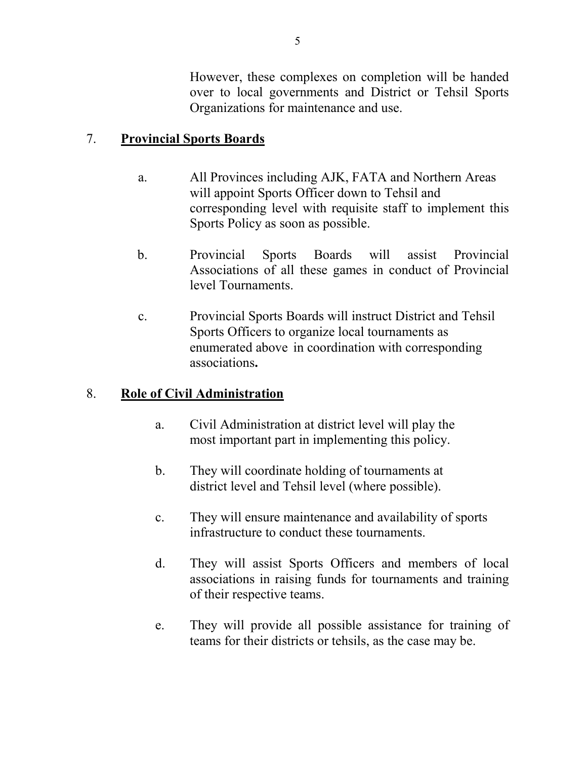However, these complexes on completion will be handed over to local governments and District or Tehsil Sports Organizations for maintenance and use.

7. **<u>Provincial Sports Boards</u>**

    a. All Provinces including AJK, FATA and Northern Areas will appoint Sports Officer down to Tehsil and corresponding level with requisite staff to implement this Sports Policy as soon as possible.

    b. Provincial Sports Boards will assist Provincial Associations of all these games in conduct of Provincial level Tournaments.

    c. Provincial Sports Boards will instruct District and Tehsil Sports Officers to organize local tournaments as enumerated above in coordination with corresponding associations**.**

8. **<u>Role of Civil Administration</u>**

    a. Civil Administration at district level will play the most important part in implementing this policy.

    b. They will coordinate holding of tournaments at district level and Tehsil level (where possible).

    c. They will ensure maintenance and availability of sports infrastructure to conduct these tournaments.

    d. They will assist Sports Officers and members of local associations in raising funds for tournaments and training of their respective teams.

    e. They will provide all possible assistance for training of teams for their districts or tehsils, as the case may be.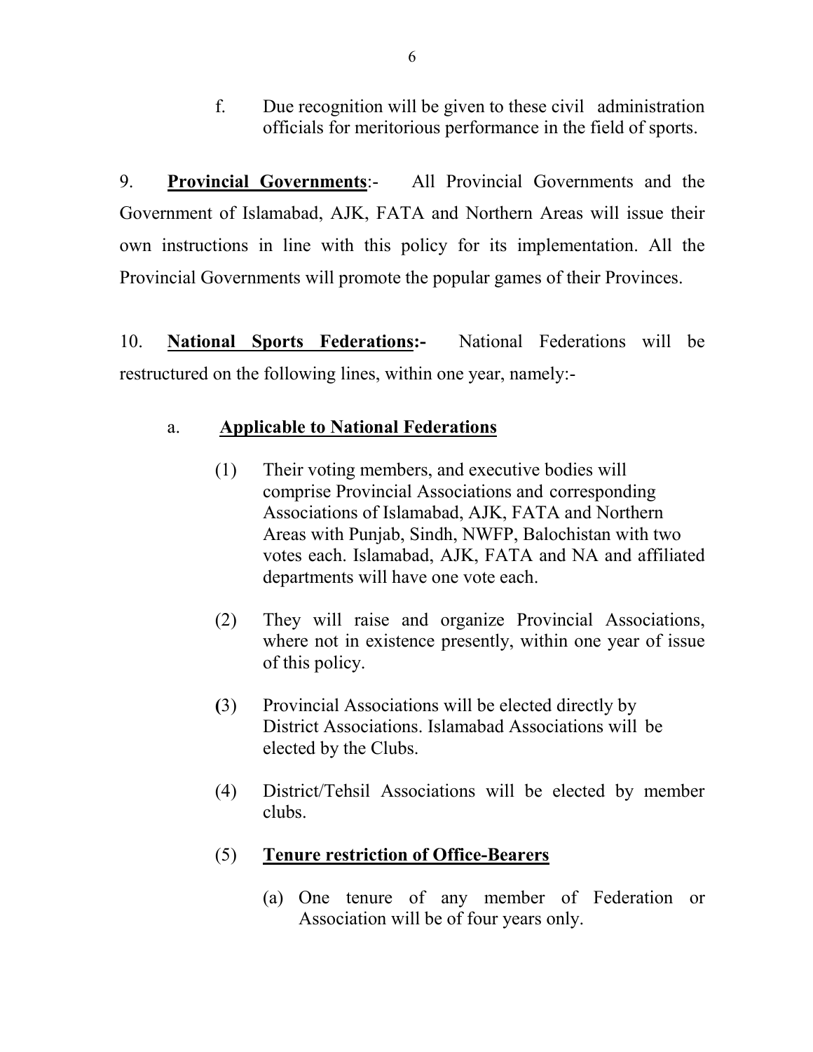f. Due recognition will be given to these civil administration officials for meritorious performance in the field of sports.

9. **Provincial Governments**:- All Provincial Governments and the Government of Islamabad, AJK, FATA and Northern Areas will issue their own instructions in line with this policy for its implementation. All the Provincial Governments will promote the popular games of their Provinces.

10. **National Sports Federations:-** National Federations will be restructured on the following lines, within one year, namely:-

a. **Applicable to National Federations**

(1) Their voting members, and executive bodies will comprise Provincial Associations and corresponding Associations of Islamabad, AJK, FATA and Northern Areas with Punjab, Sindh, NWFP, Balochistan with two votes each. Islamabad, AJK, FATA and NA and affiliated departments will have one vote each.

(2) They will raise and organize Provincial Associations, where not in existence presently, within one year of issue of this policy.

(3) Provincial Associations will be elected directly by District Associations. Islamabad Associations will be elected by the Clubs.

(4) District/Tehsil Associations will be elected by member clubs.

(5) **Tenure restriction of Office-Bearers**

(a) One tenure of any member of Federation or Association will be of four years only.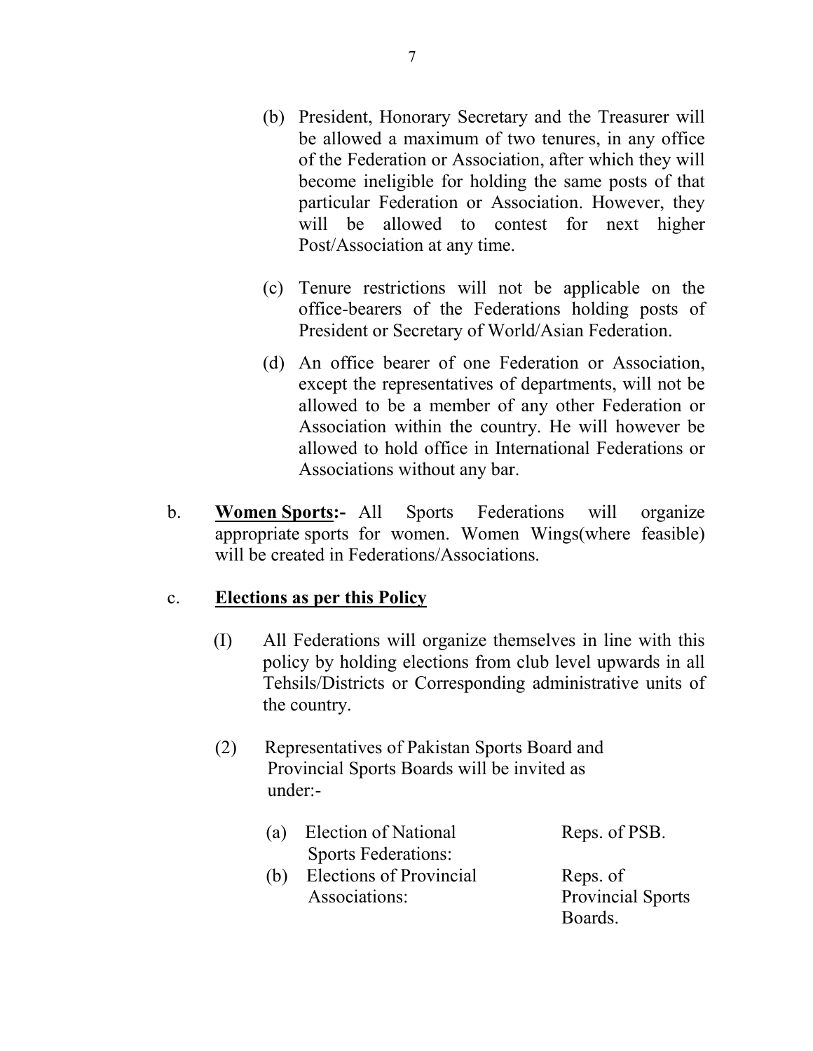(b) President, Honorary Secretary and the Treasurer will be allowed a maximum of two tenures, in any office of the Federation or Association, after which they will become ineligible for holding the same posts of that particular Federation or Association. However, they will be allowed to contest for next higher Post/Association at any time.

(c) Tenure restrictions will not be applicable on the office-bearers of the Federations holding posts of President or Secretary of World/Asian Federation.

(d) An office bearer of one Federation or Association, except the representatives of departments, will not be allowed to be a member of any other Federation or Association within the country. He will however be allowed to hold office in International Federations or Associations without any bar.

b. **Women Sports:-** All Sports Federations will organize appropriate sports for women. Women Wings(where feasible) will be created in Federations/Associations.

c. **Elections as per this Policy**

(I) All Federations will organize themselves in line with this policy by holding elections from club level upwards in all Tehsils/Districts or Corresponding administrative units of the country.

(2) Representatives of Pakistan Sports Board and Provincial Sports Boards will be invited as under:-

| | | |
|---|---|---|
| (a) | Election of National Sports Federations: | Reps. of PSB. |
| (b) | Elections of Provincial Associations: | Reps. of Provincial Sports Boards. |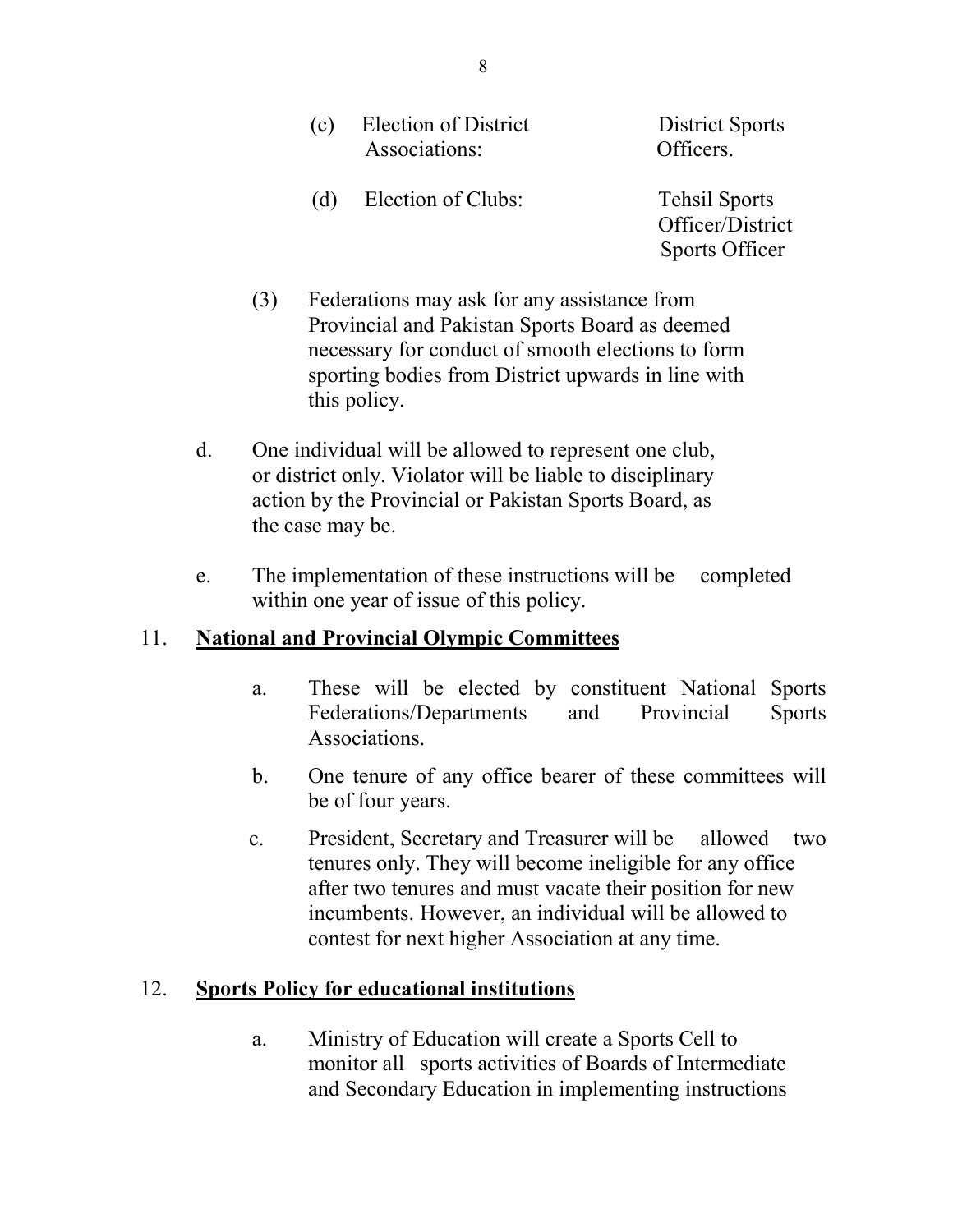(c) Election of District Associations: District Sports Officers.

(d) Election of Clubs: Tehsil Sports Officer/District Sports Officer

(3) Federations may ask for any assistance from Provincial and Pakistan Sports Board as deemed necessary for conduct of smooth elections to form sporting bodies from District upwards in line with this policy.

d. One individual will be allowed to represent one club, or district only. Violator will be liable to disciplinary action by the Provincial or Pakistan Sports Board, as the case may be.

e. The implementation of these instructions will be completed within one year of issue of this policy.

11. **<u>National and Provincial Olympic Committees</u>**

a. These will be elected by constituent National Sports Federations/Departments and Provincial Sports Associations.

b. One tenure of any office bearer of these committees will be of four years.

c. President, Secretary and Treasurer will be allowed two tenures only. They will become ineligible for any office after two tenures and must vacate their position for new incumbents. However, an individual will be allowed to contest for next higher Association at any time.

12. **<u>Sports Policy for educational institutions</u>**

a. Ministry of Education will create a Sports Cell to monitor all sports activities of Boards of Intermediate and Secondary Education in implementing instructions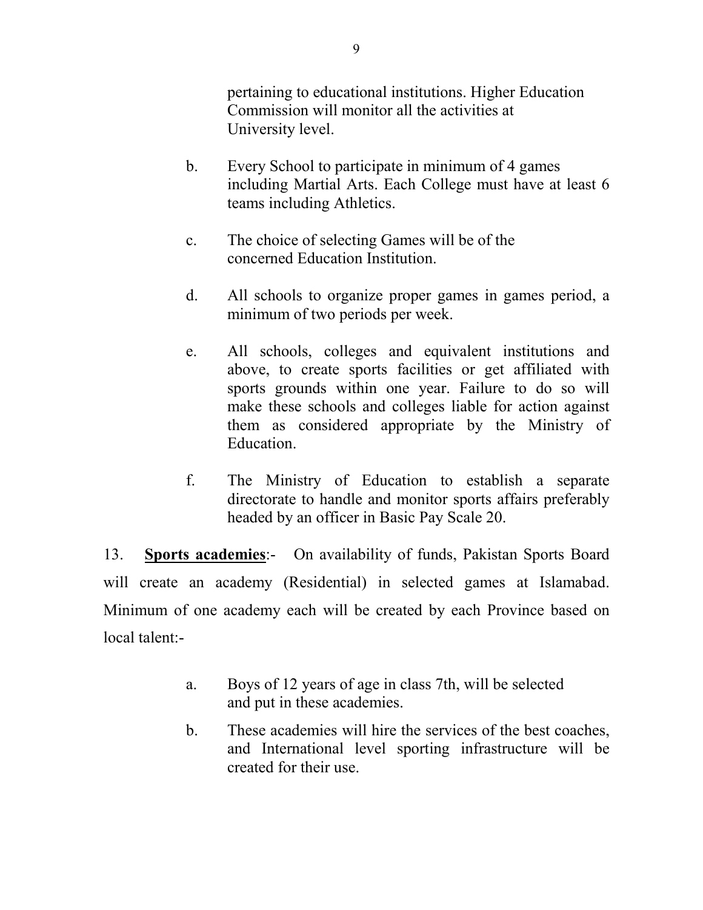pertaining to educational institutions. Higher Education Commission will monitor all the activities at University level.

b. Every School to participate in minimum of 4 games including Martial Arts. Each College must have at least 6 teams including Athletics.

c. The choice of selecting Games will be of the concerned Education Institution.

d. All schools to organize proper games in games period, a minimum of two periods per week.

e. All schools, colleges and equivalent institutions and above, to create sports facilities or get affiliated with sports grounds within one year. Failure to do so will make these schools and colleges liable for action against them as considered appropriate by the Ministry of Education.

f. The Ministry of Education to establish a separate directorate to handle and monitor sports affairs preferably headed by an officer in Basic Pay Scale 20.

13. **Sports academies**:- On availability of funds, Pakistan Sports Board will create an academy (Residential) in selected games at Islamabad. Minimum of one academy each will be created by each Province based on local talent:-

a. Boys of 12 years of age in class 7th, will be selected and put in these academies.

b. These academies will hire the services of the best coaches, and International level sporting infrastructure will be created for their use.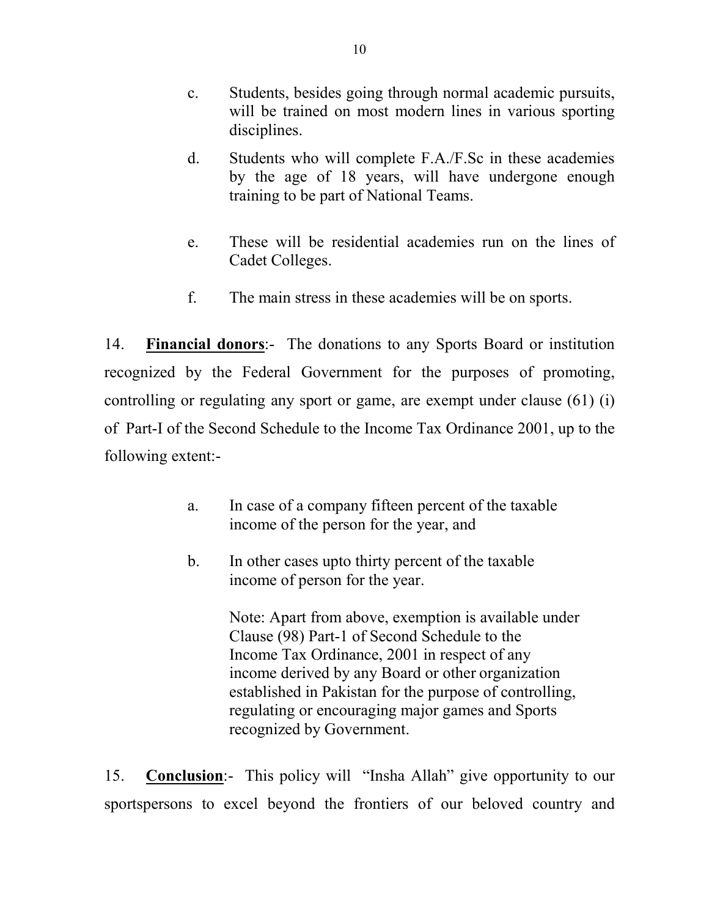c. Students, besides going through normal academic pursuits, will be trained on most modern lines in various sporting disciplines.

d. Students who will complete F.A./F.Sc in these academies by the age of 18 years, will have undergone enough training to be part of National Teams.

e. These will be residential academies run on the lines of Cadet Colleges.

f. The main stress in these academies will be on sports.

14. **Financial donors**:- The donations to any Sports Board or institution recognized by the Federal Government for the purposes of promoting, controlling or regulating any sport or game, are exempt under clause (61) (i) of Part-I of the Second Schedule to the Income Tax Ordinance 2001, up to the following extent:-

a. In case of a company fifteen percent of the taxable income of the person for the year, and

b. In other cases upto thirty percent of the taxable income of person for the year.

Note: Apart from above, exemption is available under Clause (98) Part-1 of Second Schedule to the Income Tax Ordinance, 2001 in respect of any income derived by any Board or other organization established in Pakistan for the purpose of controlling, regulating or encouraging major games and Sports recognized by Government.

15. **Conclusion**:- This policy will "Insha Allah" give opportunity to our sportspersons to excel beyond the frontiers of our beloved country and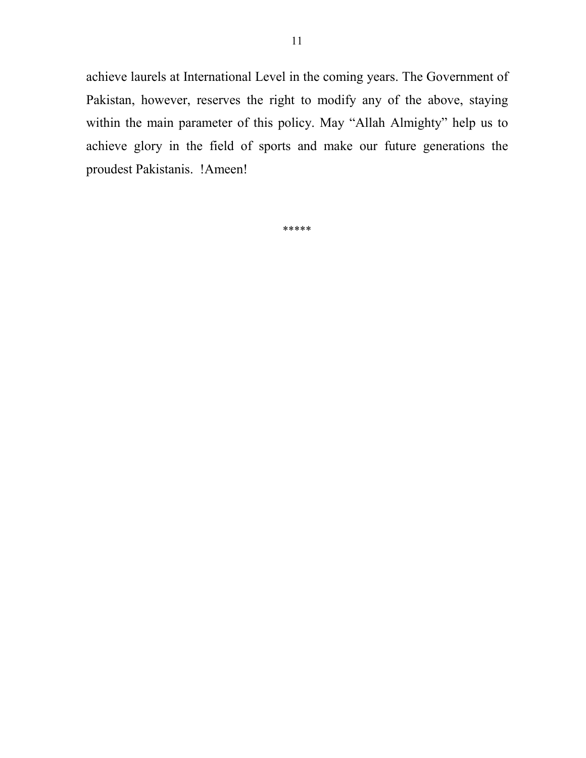achieve laurels at International Level in the coming years. The Government of Pakistan, however, reserves the right to modify any of the above, staying within the main parameter of this policy. May "Allah Almighty" help us to achieve glory in the field of sports and make our future generations the proudest Pakistanis. !Ameen!

*****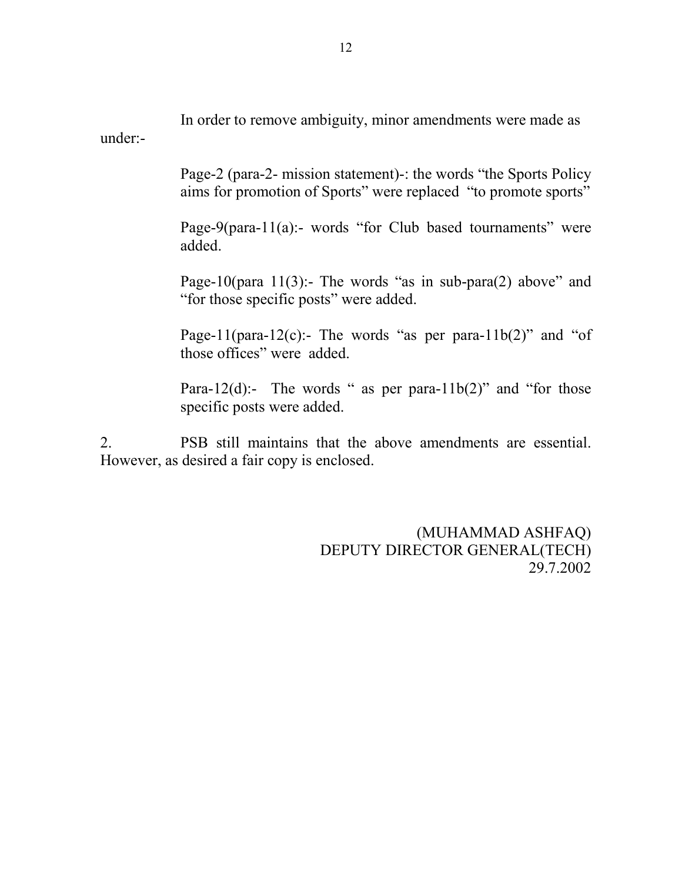In order to remove ambiguity, minor amendments were made as under:-

Page-2 (para-2- mission statement)-: the words "the Sports Policy aims for promotion of Sports" were replaced "to promote sports"

Page-9(para-11(a):- words "for Club based tournaments" were added.

Page-10(para 11(3):- The words "as in sub-para(2) above" and "for those specific posts" were added.

Page-11(para-12(c):- The words "as per para-11b(2)" and "of those offices" were added.

Para-12(d):- The words " as per para-11b(2)" and "for those specific posts were added.

2. PSB still maintains that the above amendments are essential. However, as desired a fair copy is enclosed.

(MUHAMMAD ASHFAQ)
DEPUTY DIRECTOR GENERAL(TECH)
29.7.2002